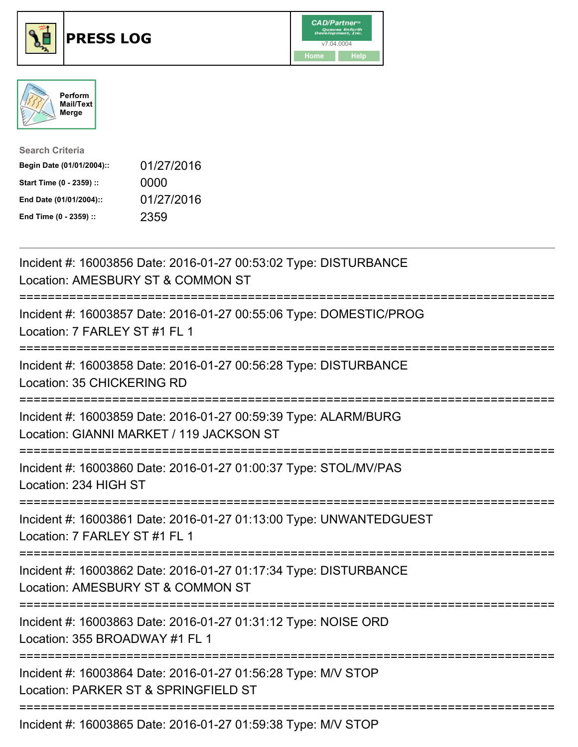# PRESS LOG

Perform Mail/Text Merge

**Search Criteria**

| | |
|---|---|
| **Begin Date (01/01/2004)::** | 01/27/2016 |
| **Start Time (0 - 2359) ::** | 0000 |
| **End Date (01/01/2004)::** | 01/27/2016 |
| **End Time (0 - 2359) ::** | 2359 |

---

Incident #: 16003856 Date: 2016-01-27 00:53:02 Type: DISTURBANCE
Location: AMESBURY ST & COMMON ST
===========================================================================
Incident #: 16003857 Date: 2016-01-27 00:55:06 Type: DOMESTIC/PROG
Location: 7 FARLEY ST #1 FL 1
===========================================================================
Incident #: 16003858 Date: 2016-01-27 00:56:28 Type: DISTURBANCE
Location: 35 CHICKERING RD
===========================================================================
Incident #: 16003859 Date: 2016-01-27 00:59:39 Type: ALARM/BURG
Location: GIANNI MARKET / 119 JACKSON ST
===========================================================================
Incident #: 16003860 Date: 2016-01-27 01:00:37 Type: STOL/MV/PAS
Location: 234 HIGH ST
===========================================================================
Incident #: 16003861 Date: 2016-01-27 01:13:00 Type: UNWANTEDGUEST
Location: 7 FARLEY ST #1 FL 1
===========================================================================
Incident #: 16003862 Date: 2016-01-27 01:17:34 Type: DISTURBANCE
Location: AMESBURY ST & COMMON ST
===========================================================================
Incident #: 16003863 Date: 2016-01-27 01:31:12 Type: NOISE ORD
Location: 355 BROADWAY #1 FL 1
===========================================================================
Incident #: 16003864 Date: 2016-01-27 01:56:28 Type: M/V STOP
Location: PARKER ST & SPRINGFIELD ST
===========================================================================
Incident #: 16003865 Date: 2016-01-27 01:59:38 Type: M/V STOP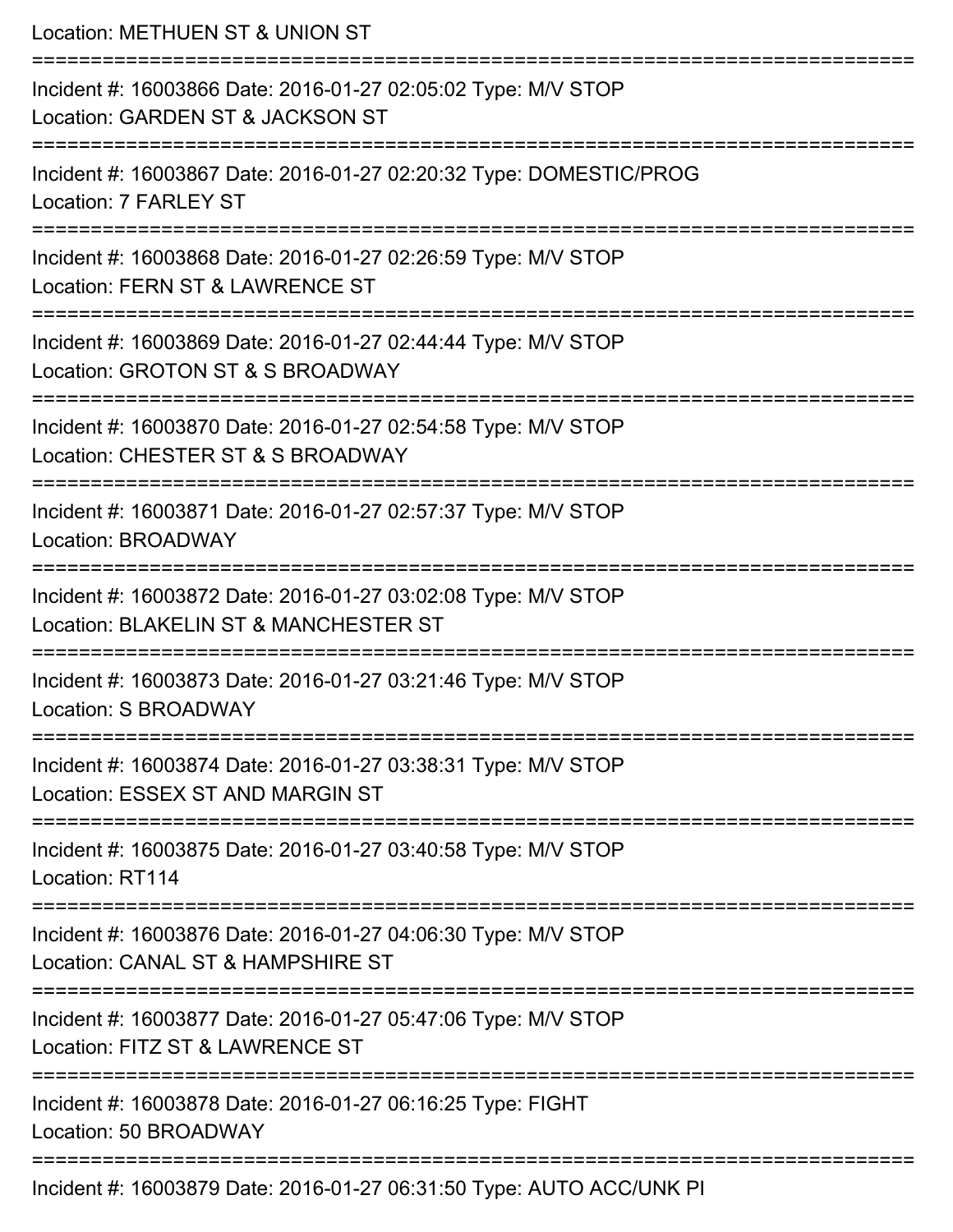Location: METHUEN ST & UNION ST

===========================================================================

Incident #: 16003866 Date: 2016-01-27 02:05:02 Type: M/V STOP
Location: GARDEN ST & JACKSON ST

===========================================================================

Incident #: 16003867 Date: 2016-01-27 02:20:32 Type: DOMESTIC/PROG
Location: 7 FARLEY ST

===========================================================================

Incident #: 16003868 Date: 2016-01-27 02:26:59 Type: M/V STOP
Location: FERN ST & LAWRENCE ST

===========================================================================

Incident #: 16003869 Date: 2016-01-27 02:44:44 Type: M/V STOP
Location: GROTON ST & S BROADWAY

===========================================================================

Incident #: 16003870 Date: 2016-01-27 02:54:58 Type: M/V STOP
Location: CHESTER ST & S BROADWAY

===========================================================================

Incident #: 16003871 Date: 2016-01-27 02:57:37 Type: M/V STOP
Location: BROADWAY

===========================================================================

Incident #: 16003872 Date: 2016-01-27 03:02:08 Type: M/V STOP
Location: BLAKELIN ST & MANCHESTER ST

===========================================================================

Incident #: 16003873 Date: 2016-01-27 03:21:46 Type: M/V STOP
Location: S BROADWAY

===========================================================================

Incident #: 16003874 Date: 2016-01-27 03:38:31 Type: M/V STOP
Location: ESSEX ST AND MARGIN ST

===========================================================================

Incident #: 16003875 Date: 2016-01-27 03:40:58 Type: M/V STOP
Location: RT114

===========================================================================

Incident #: 16003876 Date: 2016-01-27 04:06:30 Type: M/V STOP
Location: CANAL ST & HAMPSHIRE ST

===========================================================================

Incident #: 16003877 Date: 2016-01-27 05:47:06 Type: M/V STOP
Location: FITZ ST & LAWRENCE ST

===========================================================================

Incident #: 16003878 Date: 2016-01-27 06:16:25 Type: FIGHT
Location: 50 BROADWAY

===========================================================================

Incident #: 16003879 Date: 2016-01-27 06:31:50 Type: AUTO ACC/UNK PI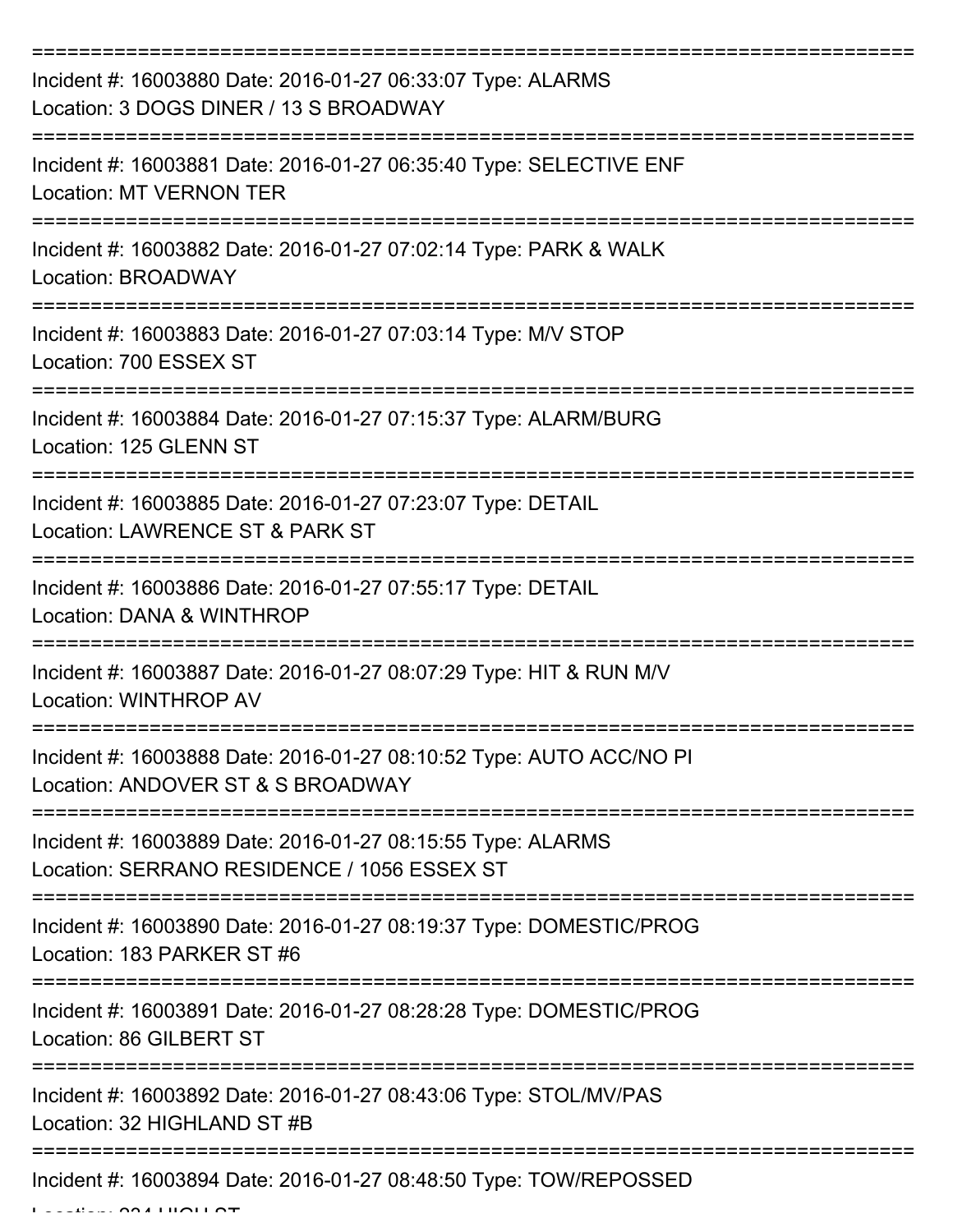===========================================================================
Incident #: 16003880 Date: 2016-01-27 06:33:07 Type: ALARMS
Location: 3 DOGS DINER / 13 S BROADWAY
===========================================================================
Incident #: 16003881 Date: 2016-01-27 06:35:40 Type: SELECTIVE ENF
Location: MT VERNON TER
===========================================================================
Incident #: 16003882 Date: 2016-01-27 07:02:14 Type: PARK & WALK
Location: BROADWAY
===========================================================================
Incident #: 16003883 Date: 2016-01-27 07:03:14 Type: M/V STOP
Location: 700 ESSEX ST
===========================================================================
Incident #: 16003884 Date: 2016-01-27 07:15:37 Type: ALARM/BURG
Location: 125 GLENN ST
===========================================================================
Incident #: 16003885 Date: 2016-01-27 07:23:07 Type: DETAIL
Location: LAWRENCE ST & PARK ST
===========================================================================
Incident #: 16003886 Date: 2016-01-27 07:55:17 Type: DETAIL
Location: DANA & WINTHROP
===========================================================================
Incident #: 16003887 Date: 2016-01-27 08:07:29 Type: HIT & RUN M/V
Location: WINTHROP AV
===========================================================================
Incident #: 16003888 Date: 2016-01-27 08:10:52 Type: AUTO ACC/NO PI
Location: ANDOVER ST & S BROADWAY
===========================================================================
Incident #: 16003889 Date: 2016-01-27 08:15:55 Type: ALARMS
Location: SERRANO RESIDENCE / 1056 ESSEX ST
===========================================================================
Incident #: 16003890 Date: 2016-01-27 08:19:37 Type: DOMESTIC/PROG
Location: 183 PARKER ST #6
===========================================================================
Incident #: 16003891 Date: 2016-01-27 08:28:28 Type: DOMESTIC/PROG
Location: 86 GILBERT ST
===========================================================================
Incident #: 16003892 Date: 2016-01-27 08:43:06 Type: STOL/MV/PAS
Location: 32 HIGHLAND ST #B
===========================================================================
Incident #: 16003894 Date: 2016-01-27 08:48:50 Type: TOW/REPOSSED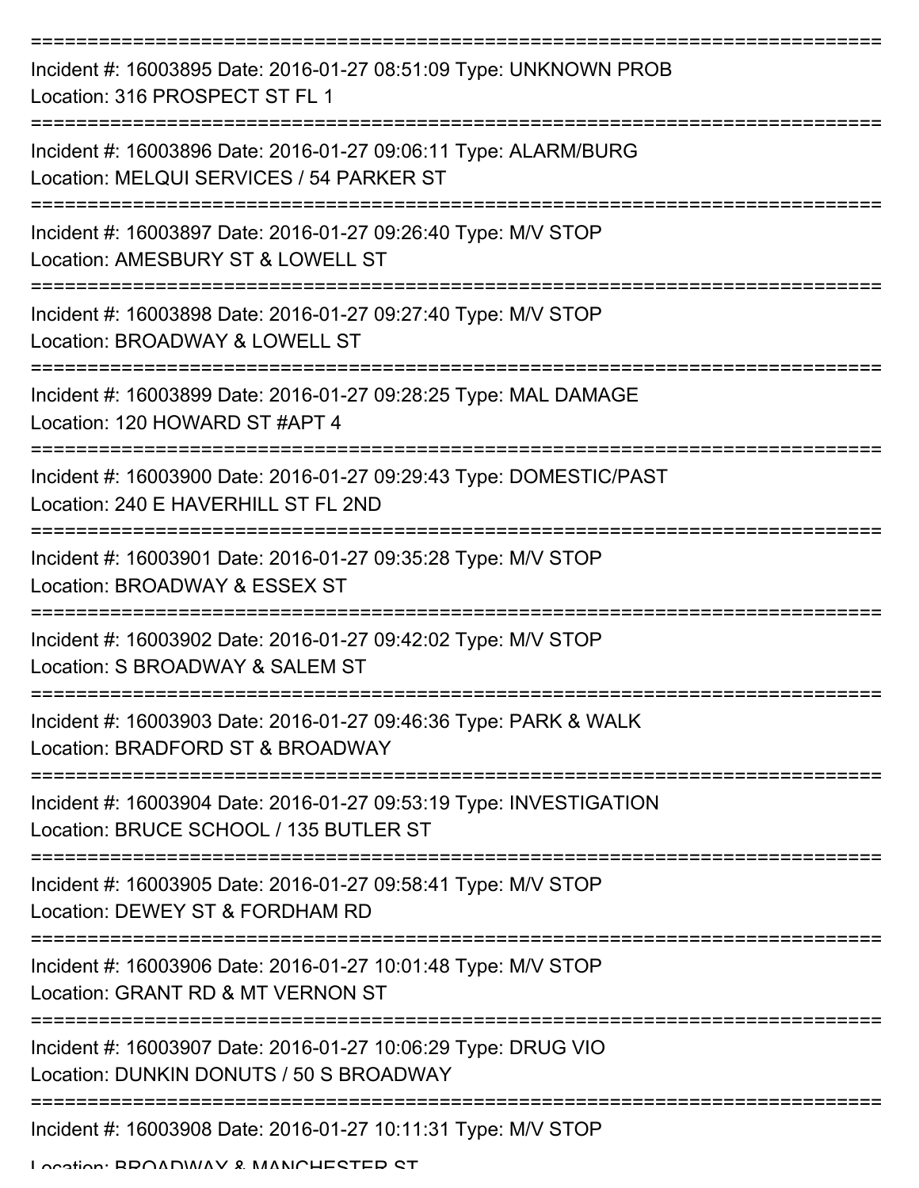===========================================================================

Incident #: 16003895 Date: 2016-01-27 08:51:09 Type: UNKNOWN PROB
Location: 316 PROSPECT ST FL 1

===========================================================================

Incident #: 16003896 Date: 2016-01-27 09:06:11 Type: ALARM/BURG
Location: MELQUI SERVICES / 54 PARKER ST

===========================================================================

Incident #: 16003897 Date: 2016-01-27 09:26:40 Type: M/V STOP
Location: AMESBURY ST & LOWELL ST

===========================================================================

Incident #: 16003898 Date: 2016-01-27 09:27:40 Type: M/V STOP
Location: BROADWAY & LOWELL ST

===========================================================================

Incident #: 16003899 Date: 2016-01-27 09:28:25 Type: MAL DAMAGE
Location: 120 HOWARD ST #APT 4

===========================================================================

Incident #: 16003900 Date: 2016-01-27 09:29:43 Type: DOMESTIC/PAST
Location: 240 E HAVERHILL ST FL 2ND

===========================================================================

Incident #: 16003901 Date: 2016-01-27 09:35:28 Type: M/V STOP
Location: BROADWAY & ESSEX ST

===========================================================================

Incident #: 16003902 Date: 2016-01-27 09:42:02 Type: M/V STOP
Location: S BROADWAY & SALEM ST

===========================================================================

Incident #: 16003903 Date: 2016-01-27 09:46:36 Type: PARK & WALK
Location: BRADFORD ST & BROADWAY

===========================================================================

Incident #: 16003904 Date: 2016-01-27 09:53:19 Type: INVESTIGATION
Location: BRUCE SCHOOL / 135 BUTLER ST

===========================================================================

Incident #: 16003905 Date: 2016-01-27 09:58:41 Type: M/V STOP
Location: DEWEY ST & FORDHAM RD

===========================================================================

Incident #: 16003906 Date: 2016-01-27 10:01:48 Type: M/V STOP
Location: GRANT RD & MT VERNON ST

===========================================================================

Incident #: 16003907 Date: 2016-01-27 10:06:29 Type: DRUG VIO
Location: DUNKIN DONUTS / 50 S BROADWAY

===========================================================================

Incident #: 16003908 Date: 2016-01-27 10:11:31 Type: M/V STOP
Location: BROADWAY & MANCHESTER ST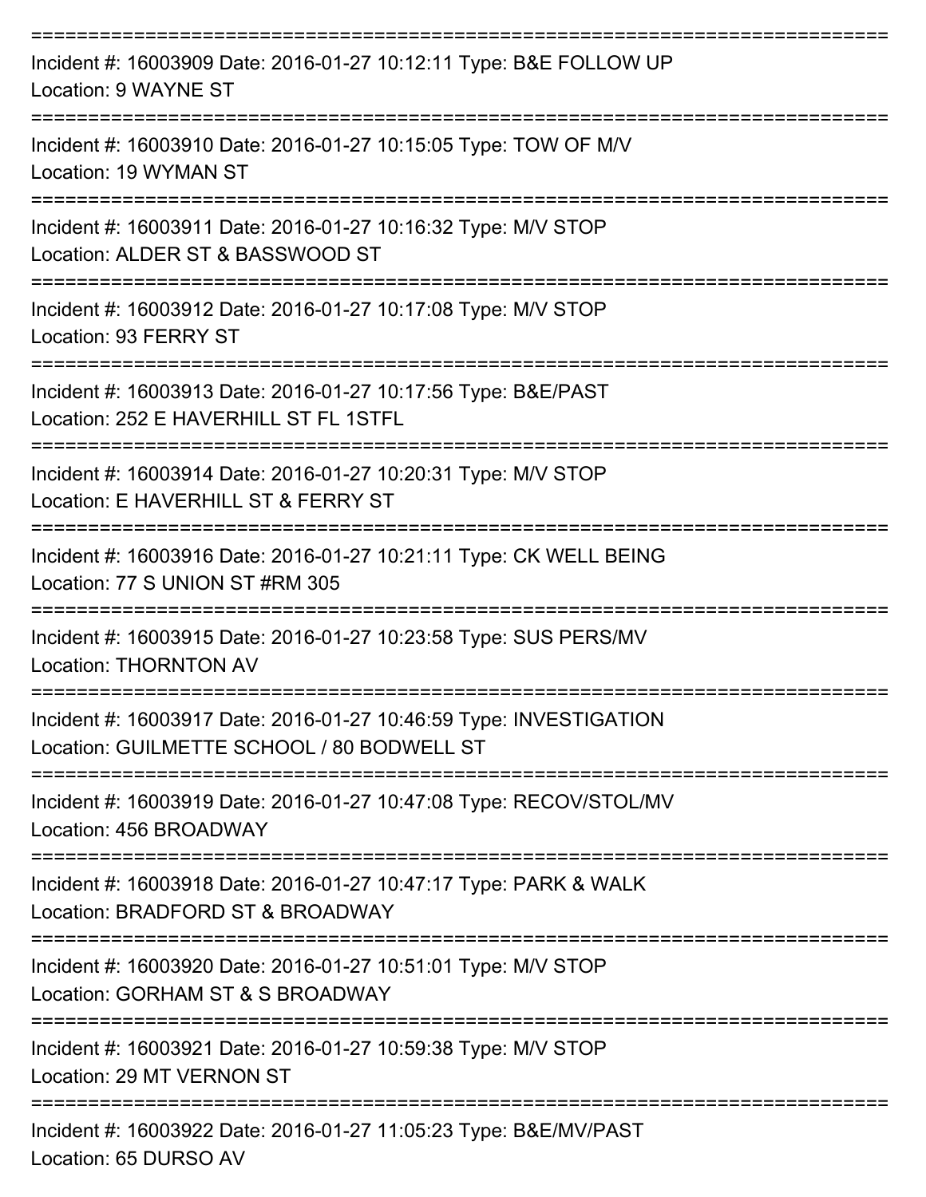===========================================================================

Incident #: 16003909 Date: 2016-01-27 10:12:11 Type: B&E FOLLOW UP
Location: 9 WAYNE ST

===========================================================================

Incident #: 16003910 Date: 2016-01-27 10:15:05 Type: TOW OF M/V
Location: 19 WYMAN ST

===========================================================================

Incident #: 16003911 Date: 2016-01-27 10:16:32 Type: M/V STOP
Location: ALDER ST & BASSWOOD ST

===========================================================================

Incident #: 16003912 Date: 2016-01-27 10:17:08 Type: M/V STOP
Location: 93 FERRY ST

===========================================================================

Incident #: 16003913 Date: 2016-01-27 10:17:56 Type: B&E/PAST
Location: 252 E HAVERHILL ST FL 1STFL

===========================================================================

Incident #: 16003914 Date: 2016-01-27 10:20:31 Type: M/V STOP
Location: E HAVERHILL ST & FERRY ST

===========================================================================

Incident #: 16003916 Date: 2016-01-27 10:21:11 Type: CK WELL BEING
Location: 77 S UNION ST #RM 305

===========================================================================

Incident #: 16003915 Date: 2016-01-27 10:23:58 Type: SUS PERS/MV
Location: THORNTON AV

===========================================================================

Incident #: 16003917 Date: 2016-01-27 10:46:59 Type: INVESTIGATION
Location: GUILMETTE SCHOOL / 80 BODWELL ST

===========================================================================

Incident #: 16003919 Date: 2016-01-27 10:47:08 Type: RECOV/STOL/MV
Location: 456 BROADWAY

===========================================================================

Incident #: 16003918 Date: 2016-01-27 10:47:17 Type: PARK & WALK
Location: BRADFORD ST & BROADWAY

===========================================================================

Incident #: 16003920 Date: 2016-01-27 10:51:01 Type: M/V STOP
Location: GORHAM ST & S BROADWAY

===========================================================================

Incident #: 16003921 Date: 2016-01-27 10:59:38 Type: M/V STOP
Location: 29 MT VERNON ST

===========================================================================

Incident #: 16003922 Date: 2016-01-27 11:05:23 Type: B&E/MV/PAST
Location: 65 DURSO AV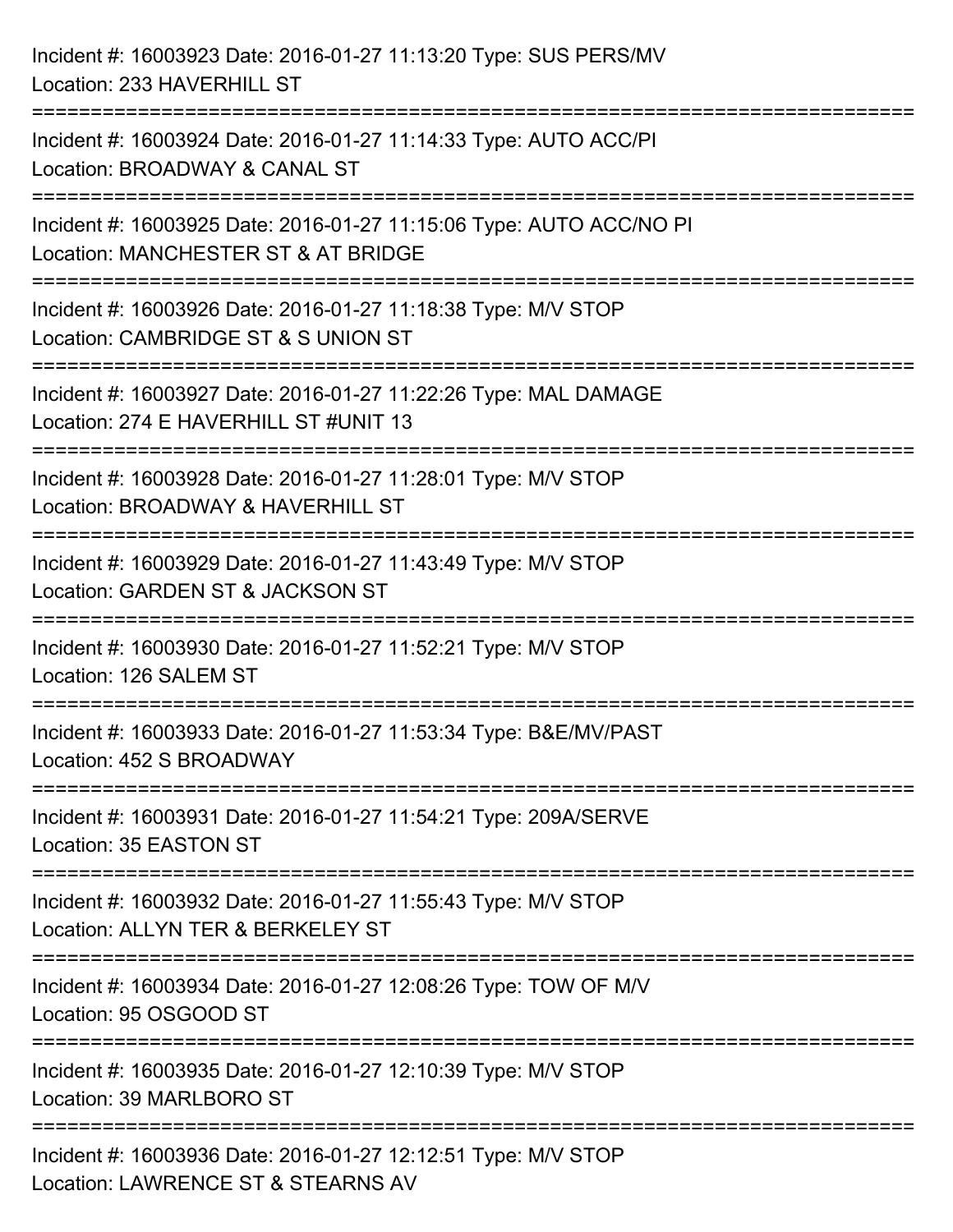Incident #: 16003923 Date: 2016-01-27 11:13:20 Type: SUS PERS/MV
Location: 233 HAVERHILL ST

===========================================================================

Incident #: 16003924 Date: 2016-01-27 11:14:33 Type: AUTO ACC/PI
Location: BROADWAY & CANAL ST

===========================================================================

Incident #: 16003925 Date: 2016-01-27 11:15:06 Type: AUTO ACC/NO PI
Location: MANCHESTER ST & AT BRIDGE

===========================================================================

Incident #: 16003926 Date: 2016-01-27 11:18:38 Type: M/V STOP
Location: CAMBRIDGE ST & S UNION ST

===========================================================================

Incident #: 16003927 Date: 2016-01-27 11:22:26 Type: MAL DAMAGE
Location: 274 E HAVERHILL ST #UNIT 13

===========================================================================

Incident #: 16003928 Date: 2016-01-27 11:28:01 Type: M/V STOP
Location: BROADWAY & HAVERHILL ST

===========================================================================

Incident #: 16003929 Date: 2016-01-27 11:43:49 Type: M/V STOP
Location: GARDEN ST & JACKSON ST

===========================================================================

Incident #: 16003930 Date: 2016-01-27 11:52:21 Type: M/V STOP
Location: 126 SALEM ST

===========================================================================

Incident #: 16003933 Date: 2016-01-27 11:53:34 Type: B&E/MV/PAST
Location: 452 S BROADWAY

===========================================================================

Incident #: 16003931 Date: 2016-01-27 11:54:21 Type: 209A/SERVE
Location: 35 EASTON ST

===========================================================================

Incident #: 16003932 Date: 2016-01-27 11:55:43 Type: M/V STOP
Location: ALLYN TER & BERKELEY ST

===========================================================================

Incident #: 16003934 Date: 2016-01-27 12:08:26 Type: TOW OF M/V
Location: 95 OSGOOD ST

===========================================================================

Incident #: 16003935 Date: 2016-01-27 12:10:39 Type: M/V STOP
Location: 39 MARLBORO ST

===========================================================================

Incident #: 16003936 Date: 2016-01-27 12:12:51 Type: M/V STOP
Location: LAWRENCE ST & STEARNS AV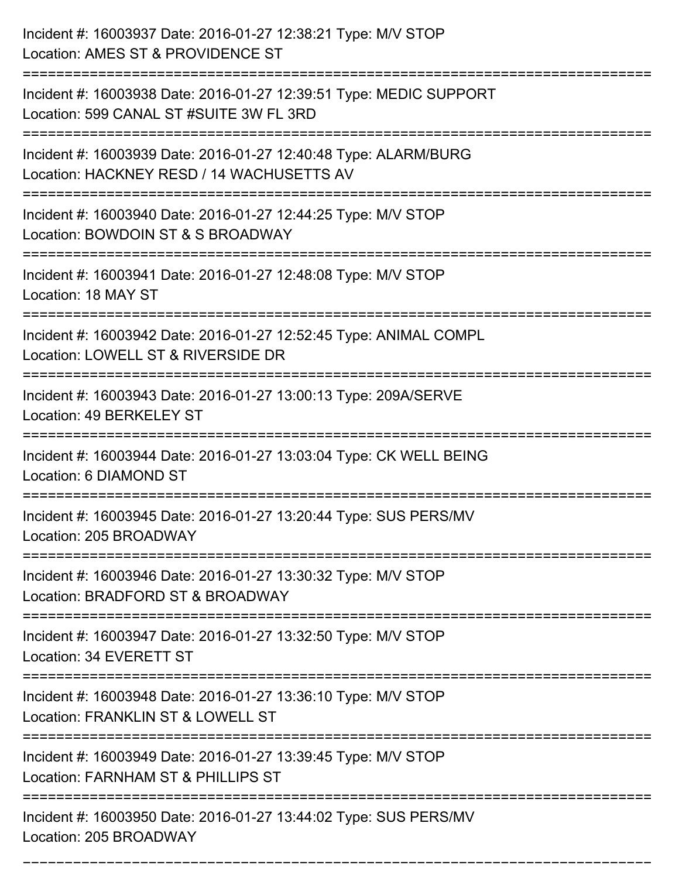Incident #: 16003937 Date: 2016-01-27 12:38:21 Type: M/V STOP
Location: AMES ST & PROVIDENCE ST

===========================================================================

Incident #: 16003938 Date: 2016-01-27 12:39:51 Type: MEDIC SUPPORT
Location: 599 CANAL ST #SUITE 3W FL 3RD

===========================================================================

Incident #: 16003939 Date: 2016-01-27 12:40:48 Type: ALARM/BURG
Location: HACKNEY RESD / 14 WACHUSETTS AV

===========================================================================

Incident #: 16003940 Date: 2016-01-27 12:44:25 Type: M/V STOP
Location: BOWDOIN ST & S BROADWAY

===========================================================================

Incident #: 16003941 Date: 2016-01-27 12:48:08 Type: M/V STOP
Location: 18 MAY ST

===========================================================================

Incident #: 16003942 Date: 2016-01-27 12:52:45 Type: ANIMAL COMPL
Location: LOWELL ST & RIVERSIDE DR

===========================================================================

Incident #: 16003943 Date: 2016-01-27 13:00:13 Type: 209A/SERVE
Location: 49 BERKELEY ST

===========================================================================

Incident #: 16003944 Date: 2016-01-27 13:03:04 Type: CK WELL BEING
Location: 6 DIAMOND ST

===========================================================================

Incident #: 16003945 Date: 2016-01-27 13:20:44 Type: SUS PERS/MV
Location: 205 BROADWAY

===========================================================================

Incident #: 16003946 Date: 2016-01-27 13:30:32 Type: M/V STOP
Location: BRADFORD ST & BROADWAY

===========================================================================

Incident #: 16003947 Date: 2016-01-27 13:32:50 Type: M/V STOP
Location: 34 EVERETT ST

===========================================================================

Incident #: 16003948 Date: 2016-01-27 13:36:10 Type: M/V STOP
Location: FRANKLIN ST & LOWELL ST

===========================================================================

Incident #: 16003949 Date: 2016-01-27 13:39:45 Type: M/V STOP
Location: FARNHAM ST & PHILLIPS ST

===========================================================================

Incident #: 16003950 Date: 2016-01-27 13:44:02 Type: SUS PERS/MV
Location: 205 BROADWAY

===========================================================================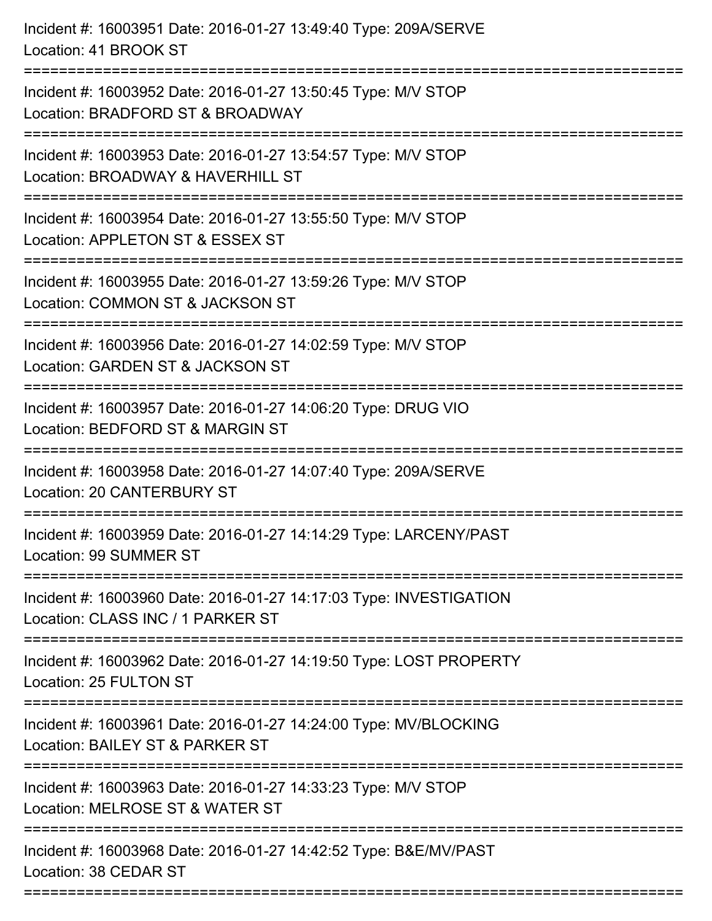Incident #: 16003951 Date: 2016-01-27 13:49:40 Type: 209A/SERVE
Location: 41 BROOK ST

===========================================================================

Incident #: 16003952 Date: 2016-01-27 13:50:45 Type: M/V STOP
Location: BRADFORD ST & BROADWAY

===========================================================================

Incident #: 16003953 Date: 2016-01-27 13:54:57 Type: M/V STOP
Location: BROADWAY & HAVERHILL ST

===========================================================================

Incident #: 16003954 Date: 2016-01-27 13:55:50 Type: M/V STOP
Location: APPLETON ST & ESSEX ST

===========================================================================

Incident #: 16003955 Date: 2016-01-27 13:59:26 Type: M/V STOP
Location: COMMON ST & JACKSON ST

===========================================================================

Incident #: 16003956 Date: 2016-01-27 14:02:59 Type: M/V STOP
Location: GARDEN ST & JACKSON ST

===========================================================================

Incident #: 16003957 Date: 2016-01-27 14:06:20 Type: DRUG VIO
Location: BEDFORD ST & MARGIN ST

===========================================================================

Incident #: 16003958 Date: 2016-01-27 14:07:40 Type: 209A/SERVE
Location: 20 CANTERBURY ST

===========================================================================

Incident #: 16003959 Date: 2016-01-27 14:14:29 Type: LARCENY/PAST
Location: 99 SUMMER ST

===========================================================================

Incident #: 16003960 Date: 2016-01-27 14:17:03 Type: INVESTIGATION
Location: CLASS INC / 1 PARKER ST

===========================================================================

Incident #: 16003962 Date: 2016-01-27 14:19:50 Type: LOST PROPERTY
Location: 25 FULTON ST

===========================================================================

Incident #: 16003961 Date: 2016-01-27 14:24:00 Type: MV/BLOCKING
Location: BAILEY ST & PARKER ST

===========================================================================

Incident #: 16003963 Date: 2016-01-27 14:33:23 Type: M/V STOP
Location: MELROSE ST & WATER ST

===========================================================================

Incident #: 16003968 Date: 2016-01-27 14:42:52 Type: B&E/MV/PAST
Location: 38 CEDAR ST

===========================================================================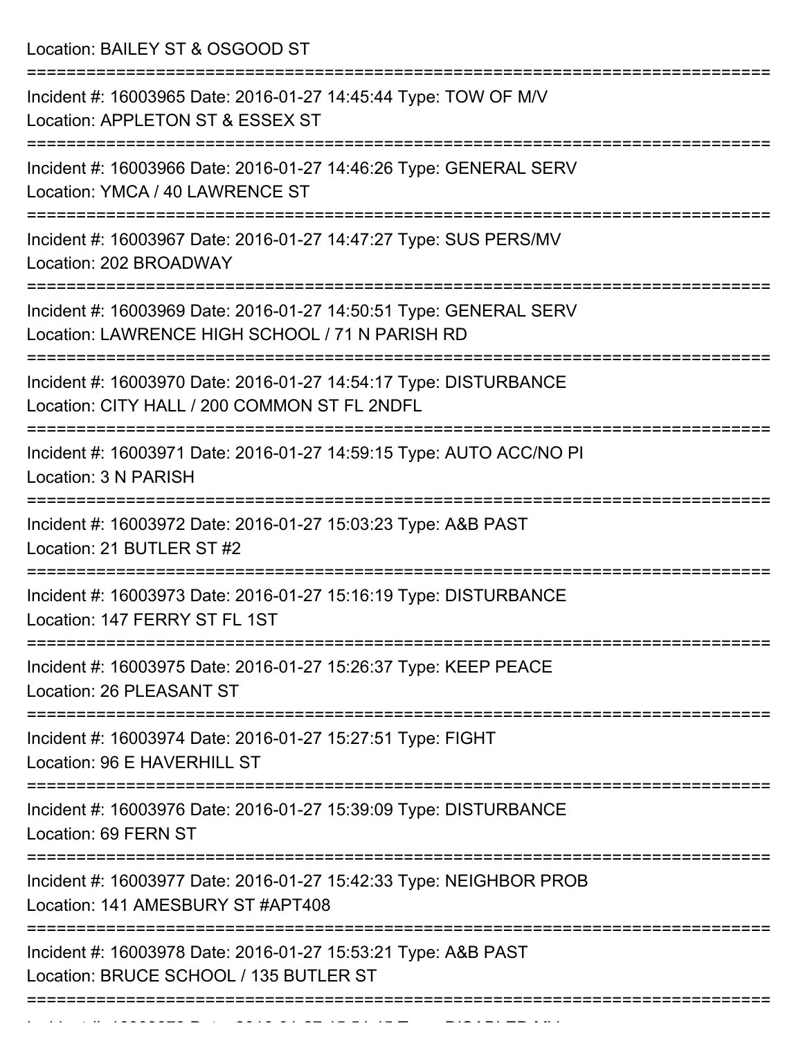Location: BAILEY ST & OSGOOD ST

===========================================================================

Incident #: 16003965 Date: 2016-01-27 14:45:44 Type: TOW OF M/V
Location: APPLETON ST & ESSEX ST

===========================================================================

Incident #: 16003966 Date: 2016-01-27 14:46:26 Type: GENERAL SERV
Location: YMCA / 40 LAWRENCE ST

===========================================================================

Incident #: 16003967 Date: 2016-01-27 14:47:27 Type: SUS PERS/MV
Location: 202 BROADWAY

===========================================================================

Incident #: 16003969 Date: 2016-01-27 14:50:51 Type: GENERAL SERV
Location: LAWRENCE HIGH SCHOOL / 71 N PARISH RD

===========================================================================

Incident #: 16003970 Date: 2016-01-27 14:54:17 Type: DISTURBANCE
Location: CITY HALL / 200 COMMON ST FL 2NDFL

===========================================================================

Incident #: 16003971 Date: 2016-01-27 14:59:15 Type: AUTO ACC/NO PI
Location: 3 N PARISH

===========================================================================

Incident #: 16003972 Date: 2016-01-27 15:03:23 Type: A&B PAST
Location: 21 BUTLER ST #2

===========================================================================

Incident #: 16003973 Date: 2016-01-27 15:16:19 Type: DISTURBANCE
Location: 147 FERRY ST FL 1ST

===========================================================================

Incident #: 16003975 Date: 2016-01-27 15:26:37 Type: KEEP PEACE
Location: 26 PLEASANT ST

===========================================================================

Incident #: 16003974 Date: 2016-01-27 15:27:51 Type: FIGHT
Location: 96 E HAVERHILL ST

===========================================================================

Incident #: 16003976 Date: 2016-01-27 15:39:09 Type: DISTURBANCE
Location: 69 FERN ST

===========================================================================

Incident #: 16003977 Date: 2016-01-27 15:42:33 Type: NEIGHBOR PROB
Location: 141 AMESBURY ST #APT408

===========================================================================

Incident #: 16003978 Date: 2016-01-27 15:53:21 Type: A&B PAST
Location: BRUCE SCHOOL / 135 BUTLER ST

===========================================================================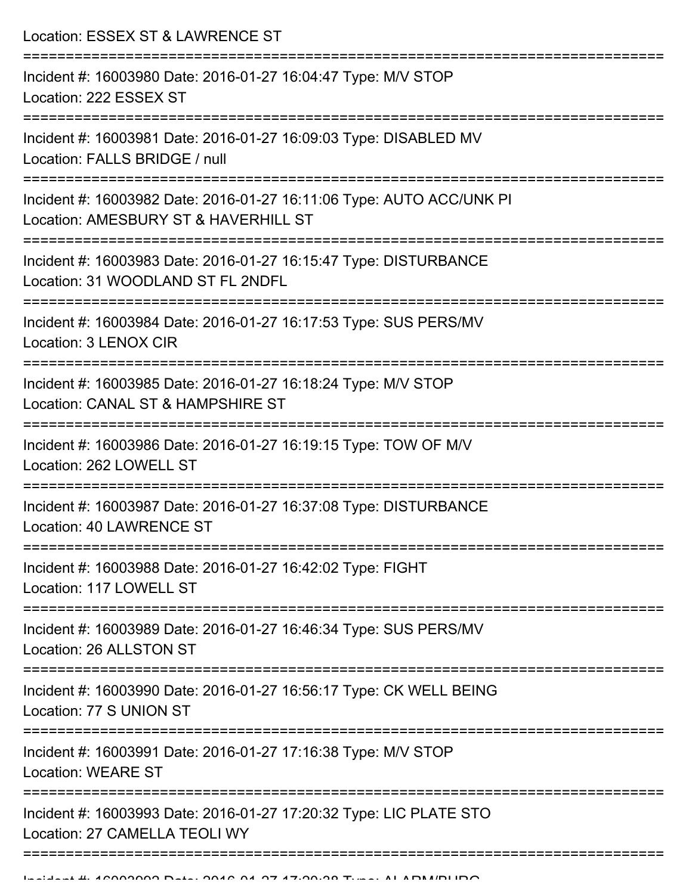Location: ESSEX ST & LAWRENCE ST

===========================================================================

Incident #: 16003980 Date: 2016-01-27 16:04:47 Type: M/V STOP
Location: 222 ESSEX ST

===========================================================================

Incident #: 16003981 Date: 2016-01-27 16:09:03 Type: DISABLED MV
Location: FALLS BRIDGE / null

===========================================================================

Incident #: 16003982 Date: 2016-01-27 16:11:06 Type: AUTO ACC/UNK PI
Location: AMESBURY ST & HAVERHILL ST

===========================================================================

Incident #: 16003983 Date: 2016-01-27 16:15:47 Type: DISTURBANCE
Location: 31 WOODLAND ST FL 2NDFL

===========================================================================

Incident #: 16003984 Date: 2016-01-27 16:17:53 Type: SUS PERS/MV
Location: 3 LENOX CIR

===========================================================================

Incident #: 16003985 Date: 2016-01-27 16:18:24 Type: M/V STOP
Location: CANAL ST & HAMPSHIRE ST

===========================================================================

Incident #: 16003986 Date: 2016-01-27 16:19:15 Type: TOW OF M/V
Location: 262 LOWELL ST

===========================================================================

Incident #: 16003987 Date: 2016-01-27 16:37:08 Type: DISTURBANCE
Location: 40 LAWRENCE ST

===========================================================================

Incident #: 16003988 Date: 2016-01-27 16:42:02 Type: FIGHT
Location: 117 LOWELL ST

===========================================================================

Incident #: 16003989 Date: 2016-01-27 16:46:34 Type: SUS PERS/MV
Location: 26 ALLSTON ST

===========================================================================

Incident #: 16003990 Date: 2016-01-27 16:56:17 Type: CK WELL BEING
Location: 77 S UNION ST

===========================================================================

Incident #: 16003991 Date: 2016-01-27 17:16:38 Type: M/V STOP
Location: WEARE ST

===========================================================================

Incident #: 16003993 Date: 2016-01-27 17:20:32 Type: LIC PLATE STO
Location: 27 CAMELLA TEOLI WY

===========================================================================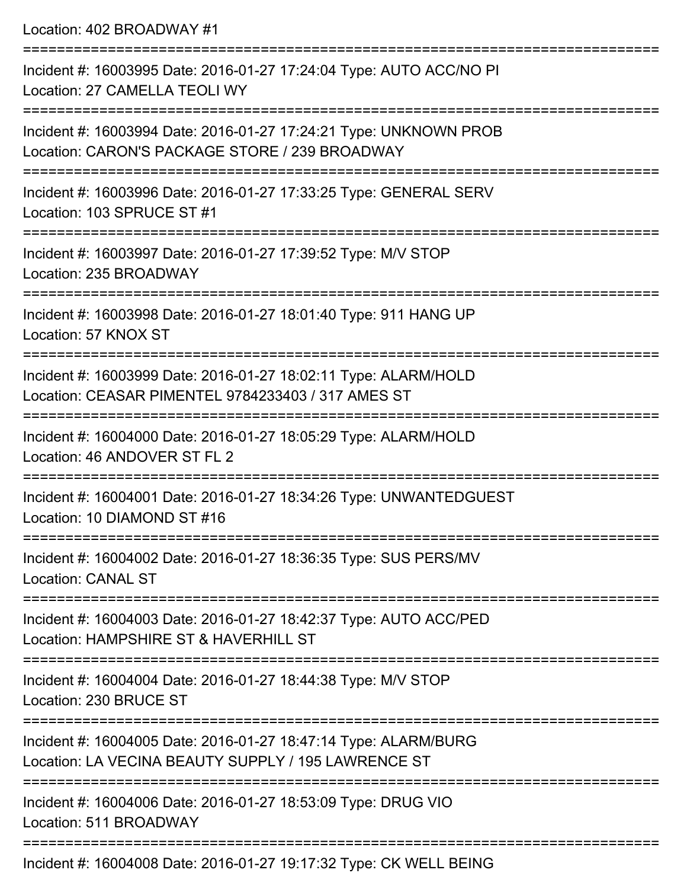Location: 402 BROADWAY #1

===========================================================================

Incident #: 16003995 Date: 2016-01-27 17:24:04 Type: AUTO ACC/NO PI
Location: 27 CAMELLA TEOLI WY

===========================================================================

Incident #: 16003994 Date: 2016-01-27 17:24:21 Type: UNKNOWN PROB
Location: CARON'S PACKAGE STORE / 239 BROADWAY

===========================================================================

Incident #: 16003996 Date: 2016-01-27 17:33:25 Type: GENERAL SERV
Location: 103 SPRUCE ST #1

===========================================================================

Incident #: 16003997 Date: 2016-01-27 17:39:52 Type: M/V STOP
Location: 235 BROADWAY

===========================================================================

Incident #: 16003998 Date: 2016-01-27 18:01:40 Type: 911 HANG UP
Location: 57 KNOX ST

===========================================================================

Incident #: 16003999 Date: 2016-01-27 18:02:11 Type: ALARM/HOLD
Location: CEASAR PIMENTEL 9784233403 / 317 AMES ST

===========================================================================

Incident #: 16004000 Date: 2016-01-27 18:05:29 Type: ALARM/HOLD
Location: 46 ANDOVER ST FL 2

===========================================================================

Incident #: 16004001 Date: 2016-01-27 18:34:26 Type: UNWANTEDGUEST
Location: 10 DIAMOND ST #16

===========================================================================

Incident #: 16004002 Date: 2016-01-27 18:36:35 Type: SUS PERS/MV
Location: CANAL ST

===========================================================================

Incident #: 16004003 Date: 2016-01-27 18:42:37 Type: AUTO ACC/PED
Location: HAMPSHIRE ST & HAVERHILL ST

===========================================================================

Incident #: 16004004 Date: 2016-01-27 18:44:38 Type: M/V STOP
Location: 230 BRUCE ST

===========================================================================

Incident #: 16004005 Date: 2016-01-27 18:47:14 Type: ALARM/BURG
Location: LA VECINA BEAUTY SUPPLY / 195 LAWRENCE ST

===========================================================================

Incident #: 16004006 Date: 2016-01-27 18:53:09 Type: DRUG VIO
Location: 511 BROADWAY

===========================================================================

Incident #: 16004008 Date: 2016-01-27 19:17:32 Type: CK WELL BEING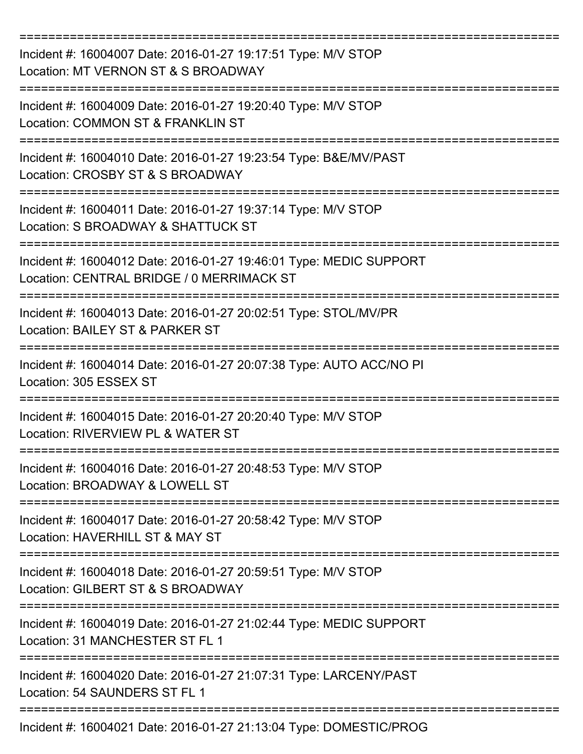===========================================================================

Incident #: 16004007 Date: 2016-01-27 19:17:51 Type: M/V STOP
Location: MT VERNON ST & S BROADWAY

===========================================================================

Incident #: 16004009 Date: 2016-01-27 19:20:40 Type: M/V STOP
Location: COMMON ST & FRANKLIN ST

===========================================================================

Incident #: 16004010 Date: 2016-01-27 19:23:54 Type: B&E/MV/PAST
Location: CROSBY ST & S BROADWAY

===========================================================================

Incident #: 16004011 Date: 2016-01-27 19:37:14 Type: M/V STOP
Location: S BROADWAY & SHATTUCK ST

===========================================================================

Incident #: 16004012 Date: 2016-01-27 19:46:01 Type: MEDIC SUPPORT
Location: CENTRAL BRIDGE / 0 MERRIMACK ST

===========================================================================

Incident #: 16004013 Date: 2016-01-27 20:02:51 Type: STOL/MV/PR
Location: BAILEY ST & PARKER ST

===========================================================================

Incident #: 16004014 Date: 2016-01-27 20:07:38 Type: AUTO ACC/NO PI
Location: 305 ESSEX ST

===========================================================================

Incident #: 16004015 Date: 2016-01-27 20:20:40 Type: M/V STOP
Location: RIVERVIEW PL & WATER ST

===========================================================================

Incident #: 16004016 Date: 2016-01-27 20:48:53 Type: M/V STOP
Location: BROADWAY & LOWELL ST

===========================================================================

Incident #: 16004017 Date: 2016-01-27 20:58:42 Type: M/V STOP
Location: HAVERHILL ST & MAY ST

===========================================================================

Incident #: 16004018 Date: 2016-01-27 20:59:51 Type: M/V STOP
Location: GILBERT ST & S BROADWAY

===========================================================================

Incident #: 16004019 Date: 2016-01-27 21:02:44 Type: MEDIC SUPPORT
Location: 31 MANCHESTER ST FL 1

===========================================================================

Incident #: 16004020 Date: 2016-01-27 21:07:31 Type: LARCENY/PAST
Location: 54 SAUNDERS ST FL 1

===========================================================================

Incident #: 16004021 Date: 2016-01-27 21:13:04 Type: DOMESTIC/PROG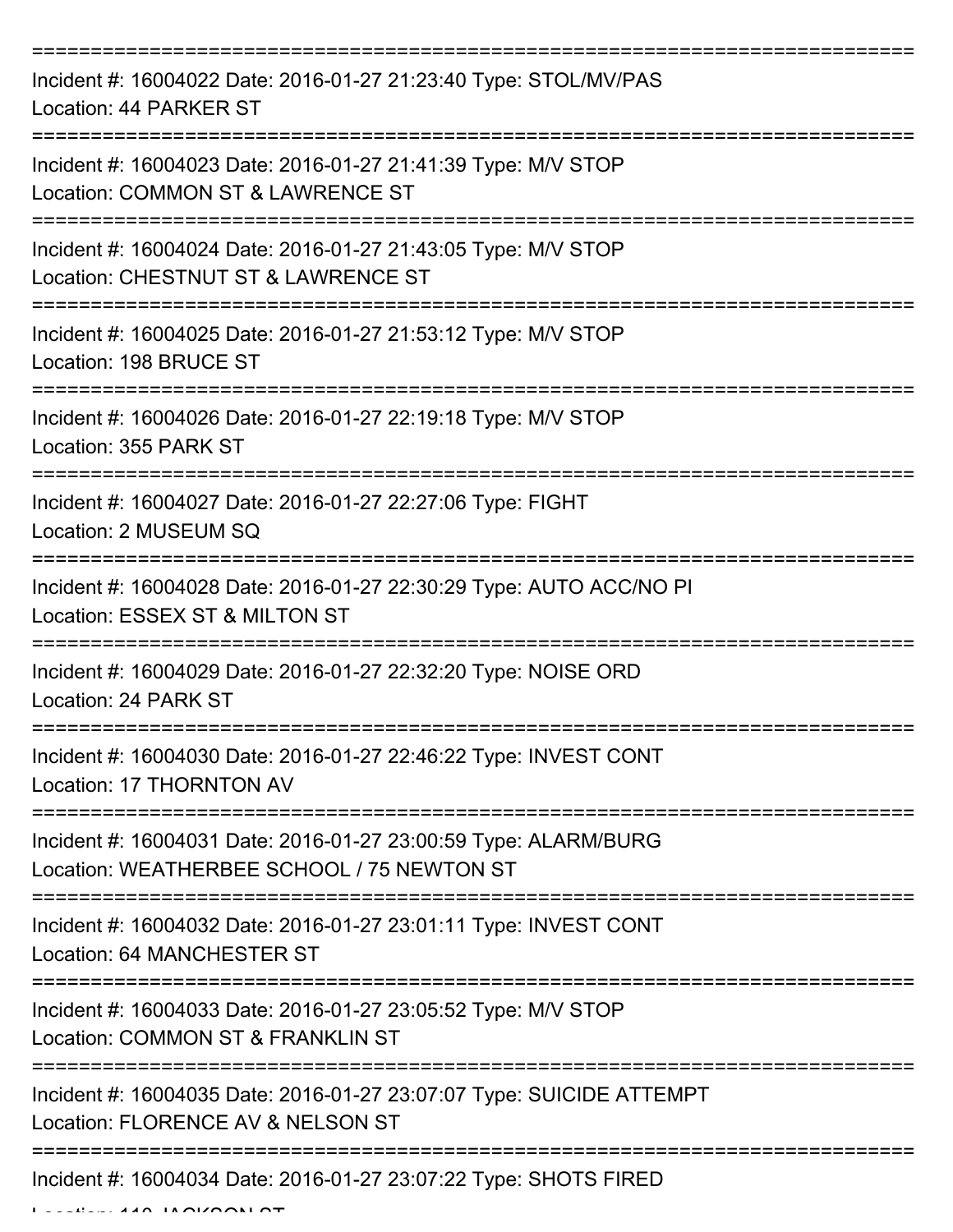===========================================================================
Incident #: 16004022 Date: 2016-01-27 21:23:40 Type: STOL/MV/PAS
Location: 44 PARKER ST
===========================================================================
Incident #: 16004023 Date: 2016-01-27 21:41:39 Type: M/V STOP
Location: COMMON ST & LAWRENCE ST
===========================================================================
Incident #: 16004024 Date: 2016-01-27 21:43:05 Type: M/V STOP
Location: CHESTNUT ST & LAWRENCE ST
===========================================================================
Incident #: 16004025 Date: 2016-01-27 21:53:12 Type: M/V STOP
Location: 198 BRUCE ST
===========================================================================
Incident #: 16004026 Date: 2016-01-27 22:19:18 Type: M/V STOP
Location: 355 PARK ST
===========================================================================
Incident #: 16004027 Date: 2016-01-27 22:27:06 Type: FIGHT
Location: 2 MUSEUM SQ
===========================================================================
Incident #: 16004028 Date: 2016-01-27 22:30:29 Type: AUTO ACC/NO PI
Location: ESSEX ST & MILTON ST
===========================================================================
Incident #: 16004029 Date: 2016-01-27 22:32:20 Type: NOISE ORD
Location: 24 PARK ST
===========================================================================
Incident #: 16004030 Date: 2016-01-27 22:46:22 Type: INVEST CONT
Location: 17 THORNTON AV
===========================================================================
Incident #: 16004031 Date: 2016-01-27 23:00:59 Type: ALARM/BURG
Location: WEATHERBEE SCHOOL / 75 NEWTON ST
===========================================================================
Incident #: 16004032 Date: 2016-01-27 23:01:11 Type: INVEST CONT
Location: 64 MANCHESTER ST
===========================================================================
Incident #: 16004033 Date: 2016-01-27 23:05:52 Type: M/V STOP
Location: COMMON ST & FRANKLIN ST
===========================================================================
Incident #: 16004035 Date: 2016-01-27 23:07:07 Type: SUICIDE ATTEMPT
Location: FLORENCE AV & NELSON ST
===========================================================================
Incident #: 16004034 Date: 2016-01-27 23:07:22 Type: SHOTS FIRED
Location: 110 JACKSON ST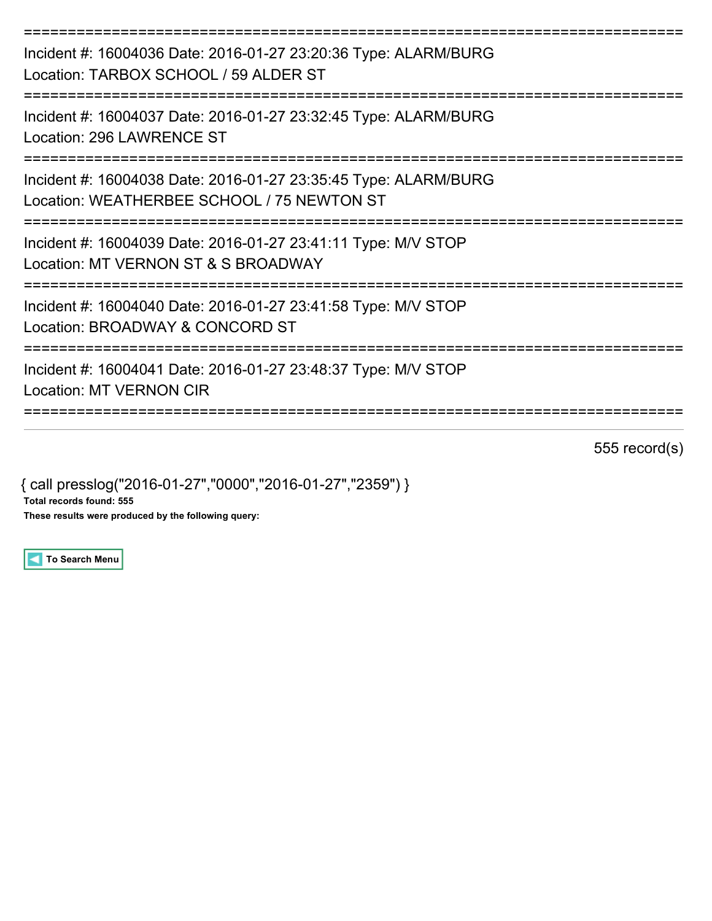===========================================================================

Incident #: 16004036 Date: 2016-01-27 23:20:36 Type: ALARM/BURG

Location: TARBOX SCHOOL / 59 ALDER ST

===========================================================================

Incident #: 16004037 Date: 2016-01-27 23:32:45 Type: ALARM/BURG

Location: 296 LAWRENCE ST

===========================================================================

Incident #: 16004038 Date: 2016-01-27 23:35:45 Type: ALARM/BURG

Location: WEATHERBEE SCHOOL / 75 NEWTON ST

===========================================================================

Incident #: 16004039 Date: 2016-01-27 23:41:11 Type: M/V STOP

Location: MT VERNON ST & S BROADWAY

===========================================================================

Incident #: 16004040 Date: 2016-01-27 23:41:58 Type: M/V STOP

Location: BROADWAY & CONCORD ST

===========================================================================

Incident #: 16004041 Date: 2016-01-27 23:48:37 Type: M/V STOP

Location: MT VERNON CIR

===========================================================================

555 record(s)

{ call presslog("2016-01-27","0000","2016-01-27","2359") }

**Total records found: 555**

**These results were produced by the following query:**

To Search Menu